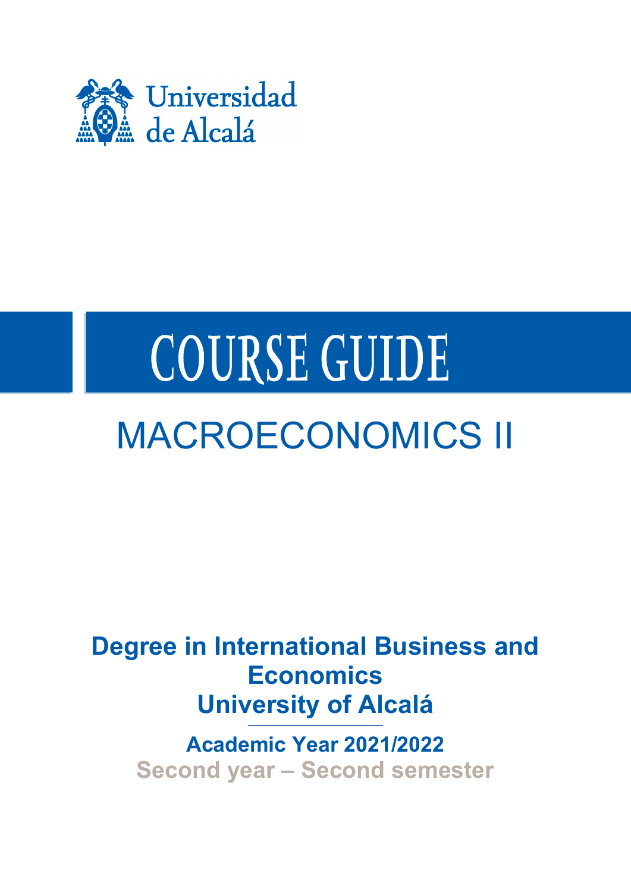Universidad de Alcalá

# COURSE GUIDE

## MACROECONOMICS II

**Degree in International Business and Economics**
**University of Alcalá**

**Academic Year 2021/2022**
**Second year – Second semester**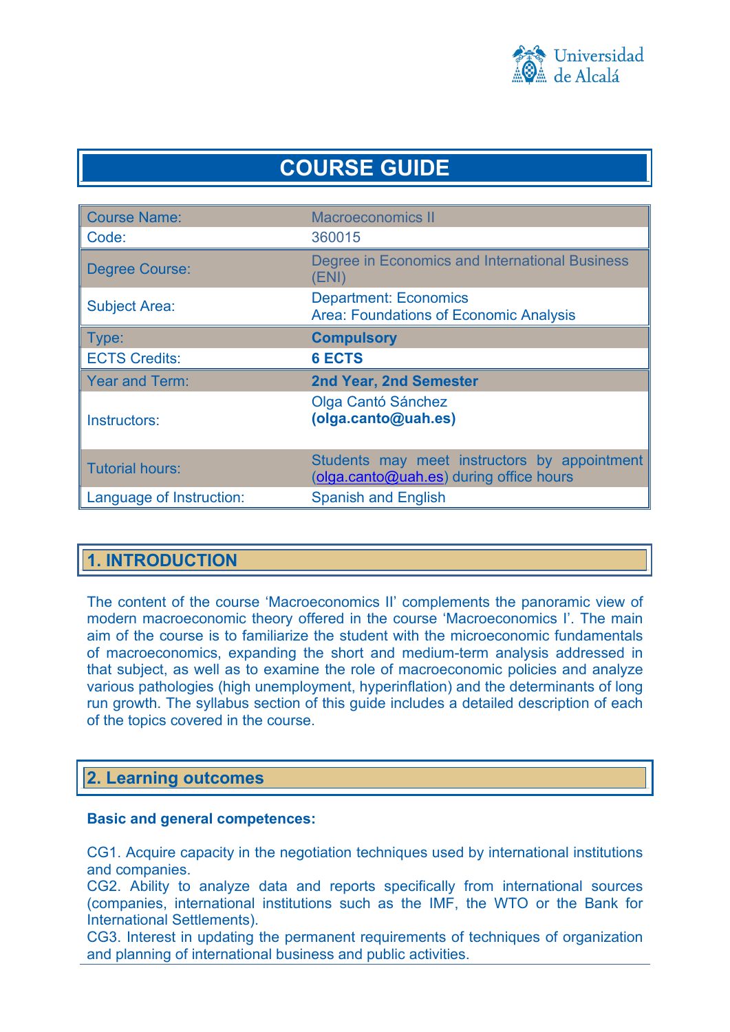# COURSE GUIDE

| Course Name: | Macroeconomics II |
|---|---|
| Code: | 360015 |
| Degree Course: | Degree in Economics and International Business (ENI) |
| Subject Area: | Department: Economics<br>Area: Foundations of Economic Analysis |
| Type: | **Compulsory** |
| ECTS Credits: | **6 ECTS** |
| Year and Term: | **2nd Year, 2nd Semester** |
| Instructors: | Olga Cantó Sánchez<br>**(olga.canto@uah.es)** |
| Tutorial hours: | Students may meet instructors by appointment (olga.canto@uah.es) during office hours |
| Language of Instruction: | Spanish and English |

## 1. INTRODUCTION

The content of the course 'Macroeconomics II' complements the panoramic view of modern macroeconomic theory offered in the course 'Macroeconomics I'. The main aim of the course is to familiarize the student with the microeconomic fundamentals of macroeconomics, expanding the short and medium-term analysis addressed in that subject, as well as to examine the role of macroeconomic policies and analyze various pathologies (high unemployment, hyperinflation) and the determinants of long run growth. The syllabus section of this guide includes a detailed description of each of the topics covered in the course.

## 2. Learning outcomes

**Basic and general competences:**

CG1. Acquire capacity in the negotiation techniques used by international institutions and companies.
CG2. Ability to analyze data and reports specifically from international sources (companies, international institutions such as the IMF, the WTO or the Bank for International Settlements).
CG3. Interest in updating the permanent requirements of techniques of organization and planning of international business and public activities.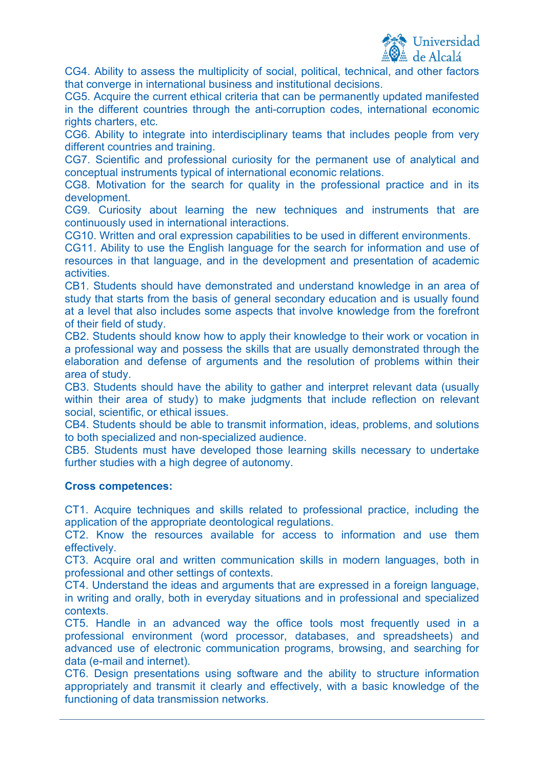CG4. Ability to assess the multiplicity of social, political, technical, and other factors that converge in international business and institutional decisions.

CG5. Acquire the current ethical criteria that can be permanently updated manifested in the different countries through the anti-corruption codes, international economic rights charters, etc.

CG6. Ability to integrate into interdisciplinary teams that includes people from very different countries and training.

CG7. Scientific and professional curiosity for the permanent use of analytical and conceptual instruments typical of international economic relations.

CG8. Motivation for the search for quality in the professional practice and in its development.

CG9. Curiosity about learning the new techniques and instruments that are continuously used in international interactions.

CG10. Written and oral expression capabilities to be used in different environments.

CG11. Ability to use the English language for the search for information and use of resources in that language, and in the development and presentation of academic activities.

CB1. Students should have demonstrated and understand knowledge in an area of study that starts from the basis of general secondary education and is usually found at a level that also includes some aspects that involve knowledge from the forefront of their field of study.

CB2. Students should know how to apply their knowledge to their work or vocation in a professional way and possess the skills that are usually demonstrated through the elaboration and defense of arguments and the resolution of problems within their area of study.

CB3. Students should have the ability to gather and interpret relevant data (usually within their area of study) to make judgments that include reflection on relevant social, scientific, or ethical issues.

CB4. Students should be able to transmit information, ideas, problems, and solutions to both specialized and non-specialized audience.

CB5. Students must have developed those learning skills necessary to undertake further studies with a high degree of autonomy.

**Cross competences:**

CT1. Acquire techniques and skills related to professional practice, including the application of the appropriate deontological regulations.

CT2. Know the resources available for access to information and use them effectively.

CT3. Acquire oral and written communication skills in modern languages, both in professional and other settings of contexts.

CT4. Understand the ideas and arguments that are expressed in a foreign language, in writing and orally, both in everyday situations and in professional and specialized contexts.

CT5. Handle in an advanced way the office tools most frequently used in a professional environment (word processor, databases, and spreadsheets) and advanced use of electronic communication programs, browsing, and searching for data (e-mail and internet).

CT6. Design presentations using software and the ability to structure information appropriately and transmit it clearly and effectively, with a basic knowledge of the functioning of data transmission networks.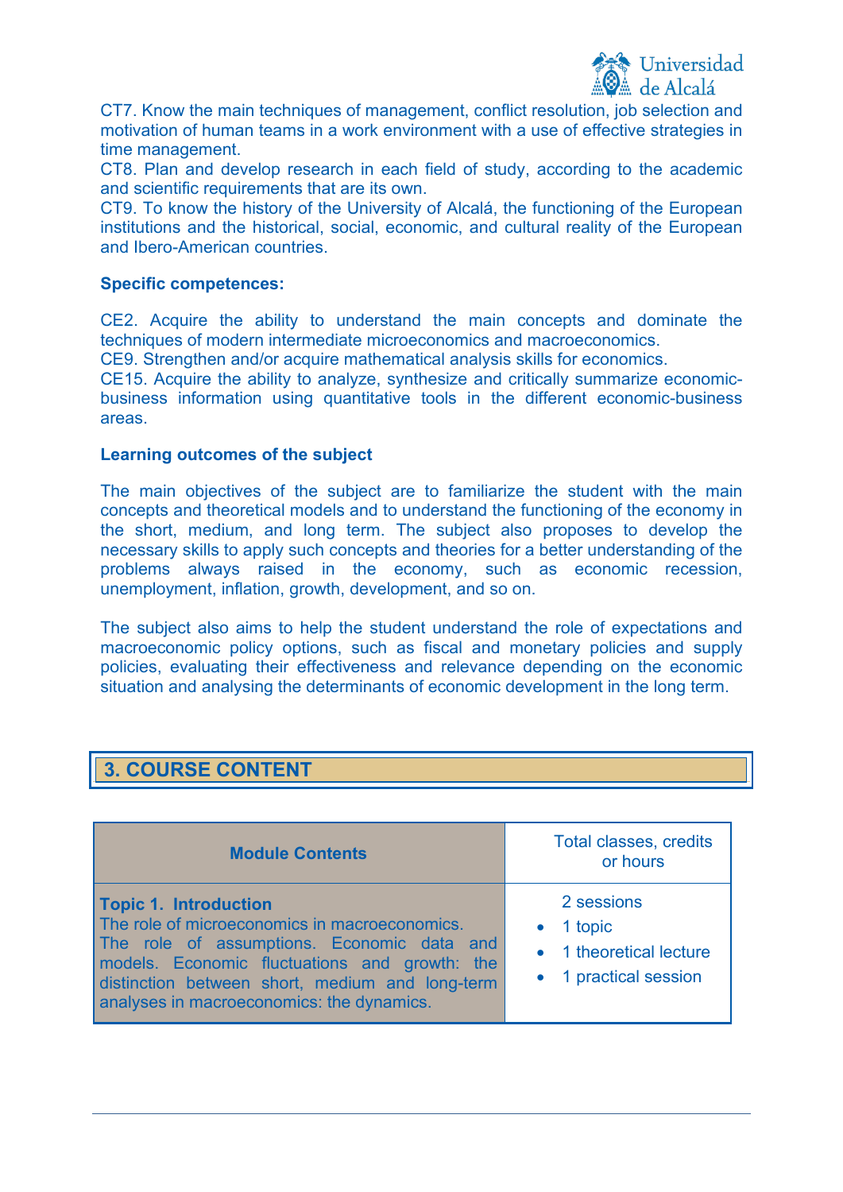CT7. Know the main techniques of management, conflict resolution, job selection and motivation of human teams in a work environment with a use of effective strategies in time management.
CT8. Plan and develop research in each field of study, according to the academic and scientific requirements that are its own.
CT9. To know the history of the University of Alcalá, the functioning of the European institutions and the historical, social, economic, and cultural reality of the European and Ibero-American countries.

**Specific competences:**

CE2. Acquire the ability to understand the main concepts and dominate the techniques of modern intermediate microeconomics and macroeconomics.
CE9. Strengthen and/or acquire mathematical analysis skills for economics.
CE15. Acquire the ability to analyze, synthesize and critically summarize economic-business information using quantitative tools in the different economic-business areas.

**Learning outcomes of the subject**

The main objectives of the subject are to familiarize the student with the main concepts and theoretical models and to understand the functioning of the economy in the short, medium, and long term. The subject also proposes to develop the necessary skills to apply such concepts and theories for a better understanding of the problems always raised in the economy, such as economic recession, unemployment, inflation, growth, development, and so on.

The subject also aims to help the student understand the role of expectations and macroeconomic policy options, such as fiscal and monetary policies and supply policies, evaluating their effectiveness and relevance depending on the economic situation and analysing the determinants of economic development in the long term.

## 3. COURSE CONTENT

| Module Contents | Total classes, credits or hours |
| --- | --- |
| **Topic 1. Introduction**<br>The role of microeconomics in macroeconomics. The role of assumptions. Economic data and models. Economic fluctuations and growth: the distinction between short, medium and long-term analyses in macroeconomics: the dynamics. | 2 sessions<br>• 1 topic<br>• 1 theoretical lecture<br>• 1 practical session |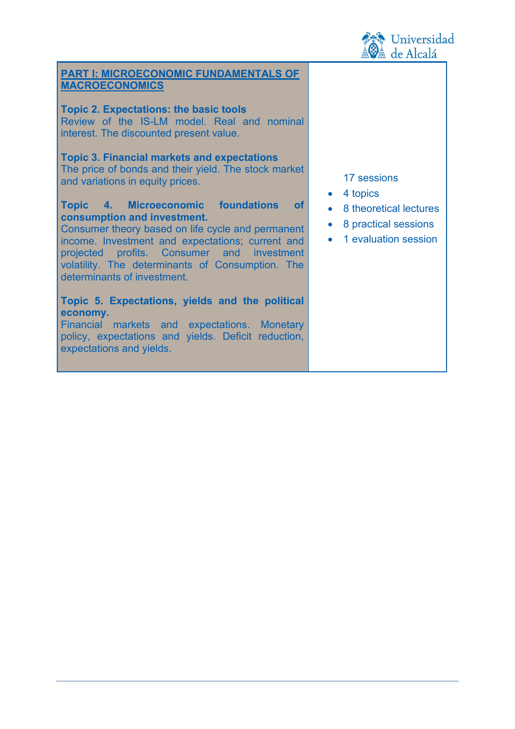| PART I: MICROECONOMIC FUNDAMENTALS OF MACROECONOMICS | |
|---|---|
| **Topic 2. Expectations: the basic tools**<br>Review of the IS-LM model. Real and nominal interest. The discounted present value.<br><br>**Topic 3. Financial markets and expectations**<br>The price of bonds and their yield. The stock market and variations in equity prices.<br><br>**Topic 4. Microeconomic foundations of consumption and investment.**<br>Consumer theory based on life cycle and permanent income. Investment and expectations; current and projected profits. Consumer and investment volatility. The determinants of Consumption. The determinants of investment.<br><br>**Topic 5. Expectations, yields and the political economy.**<br>Financial markets and expectations. Monetary policy, expectations and yields. Deficit reduction, expectations and yields. | 17 sessions<br>• 4 topics<br>• 8 theoretical lectures<br>• 8 practical sessions<br>• 1 evaluation session |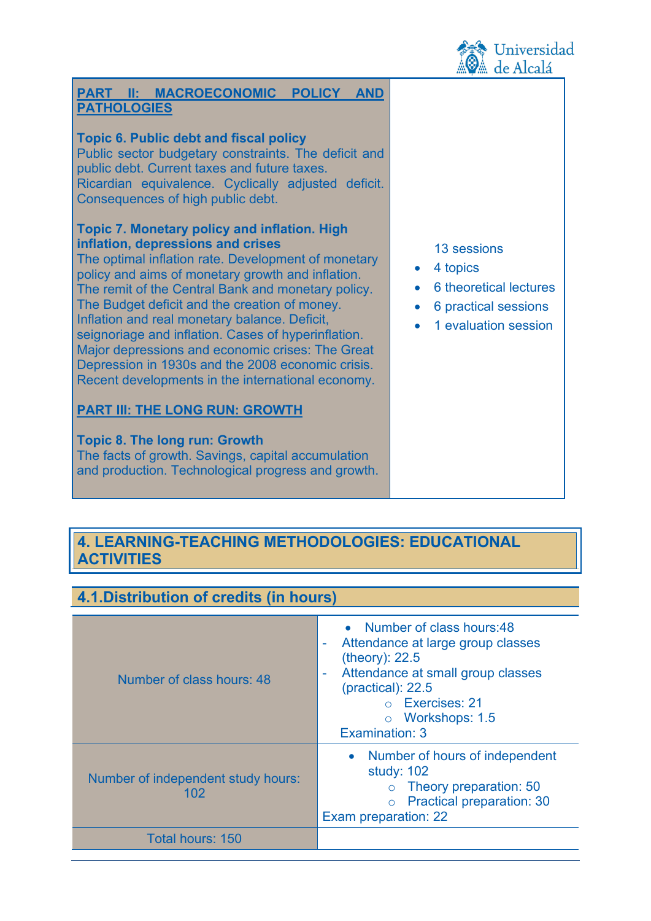| PART II: MACROECONOMIC POLICY AND PATHOLOGIES | |
|---|---|
| **Topic 6. Public debt and fiscal policy**<br>Public sector budgetary constraints. The deficit and public debt. Current taxes and future taxes. Ricardian equivalence. Cyclically adjusted deficit. Consequences of high public debt.<br><br>**Topic 7. Monetary policy and inflation. High inflation, depressions and crises**<br>The optimal inflation rate. Development of monetary policy and aims of monetary growth and inflation. The remit of the Central Bank and monetary policy. The Budget deficit and the creation of money. Inflation and real monetary balance. Deficit, seignoriage and inflation. Cases of hyperinflation. Major depressions and economic crises: The Great Depression in 1930s and the 2008 economic crisis. Recent developments in the international economy.<br><br>**PART III: THE LONG RUN: GROWTH**<br><br>**Topic 8. The long run: Growth**<br>The facts of growth. Savings, capital accumulation and production. Technological progress and growth. | 13 sessions<br>• 4 topics<br>• 6 theoretical lectures<br>• 6 practical sessions<br>• 1 evaluation session |

## 4. LEARNING-TEACHING METHODOLOGIES: EDUCATIONAL ACTIVITIES

### 4.1.Distribution of credits (in hours)

| | |
|---|---|
| Number of class hours: 48 | • Number of class hours:48<br>- Attendance at large group classes (theory): 22.5<br>- Attendance at small group classes (practical): 22.5<br>  ○ Exercises: 21<br>  ○ Workshops: 1.5<br>Examination: 3 |
| Number of independent study hours: 102 | • Number of hours of independent study: 102<br>  ○ Theory preparation: 50<br>  ○ Practical preparation: 30<br>Exam preparation: 22 |
| Total hours: 150 | |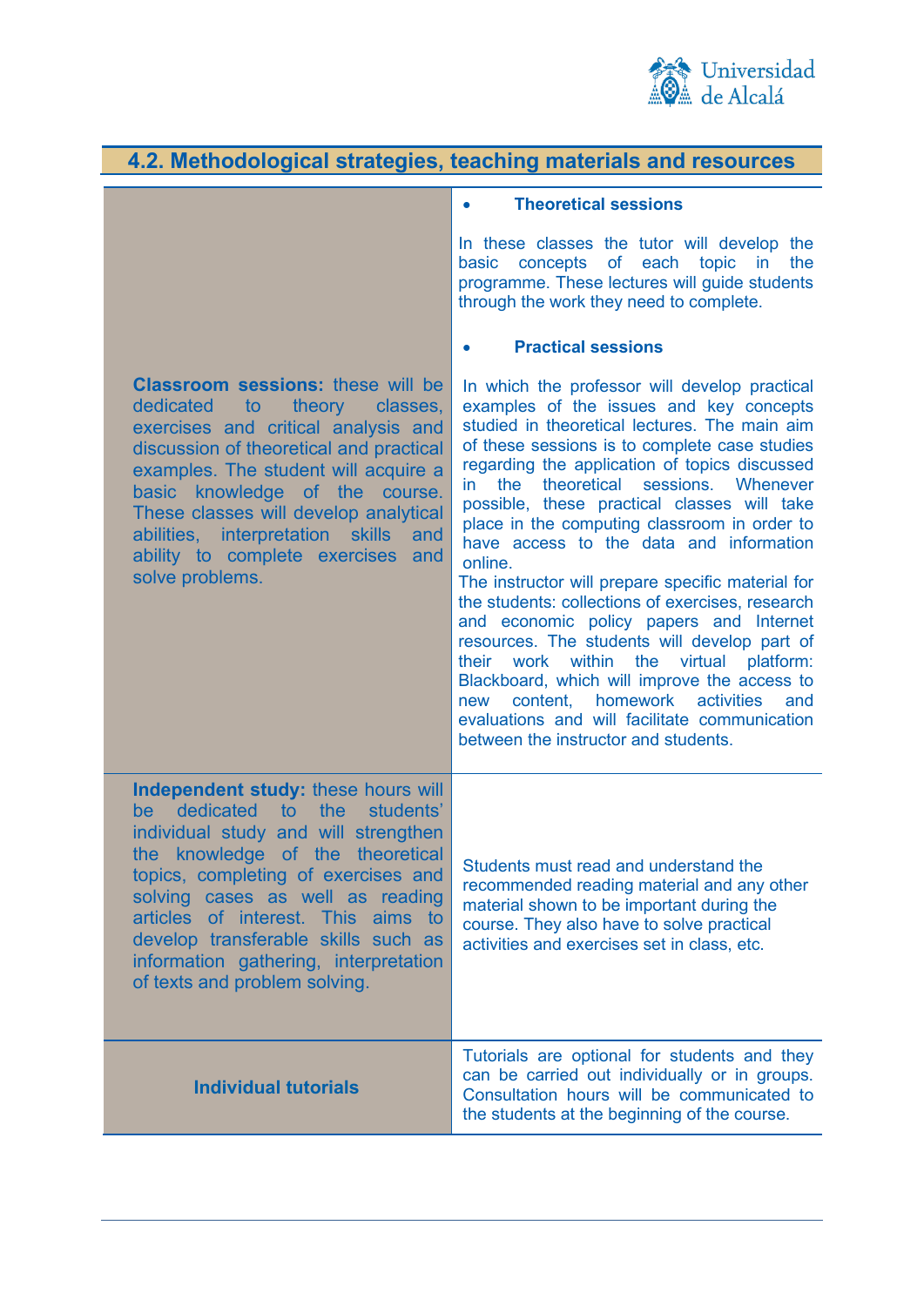## 4.2. Methodological strategies, teaching materials and resources

| | |
|---|---|
| **Classroom sessions:** these will be dedicated to theory classes, exercises and critical analysis and discussion of theoretical and practical examples. The student will acquire a basic knowledge of the course. These classes will develop analytical abilities, interpretation skills and ability to complete exercises and solve problems. | • **Theoretical sessions**<br><br>In these classes the tutor will develop the basic concepts of each topic in the programme. These lectures will guide students through the work they need to complete.<br><br>• **Practical sessions**<br><br>In which the professor will develop practical examples of the issues and key concepts studied in theoretical lectures. The main aim of these sessions is to complete case studies regarding the application of topics discussed in the theoretical sessions. Whenever possible, these practical classes will take place in the computing classroom in order to have access to the data and information online.<br>The instructor will prepare specific material for the students: collections of exercises, research and economic policy papers and Internet resources. The students will develop part of their work within the virtual platform: Blackboard, which will improve the access to new content, homework activities and evaluations and will facilitate communication between the instructor and students. |
| **Independent study:** these hours will be dedicated to the students' individual study and will strengthen the knowledge of the theoretical topics, completing of exercises and solving cases as well as reading articles of interest. This aims to develop transferable skills such as information gathering, interpretation of texts and problem solving. | Students must read and understand the recommended reading material and any other material shown to be important during the course. They also have to solve practical activities and exercises set in class, etc. |
| **Individual tutorials** | Tutorials are optional for students and they can be carried out individually or in groups. Consultation hours will be communicated to the students at the beginning of the course. |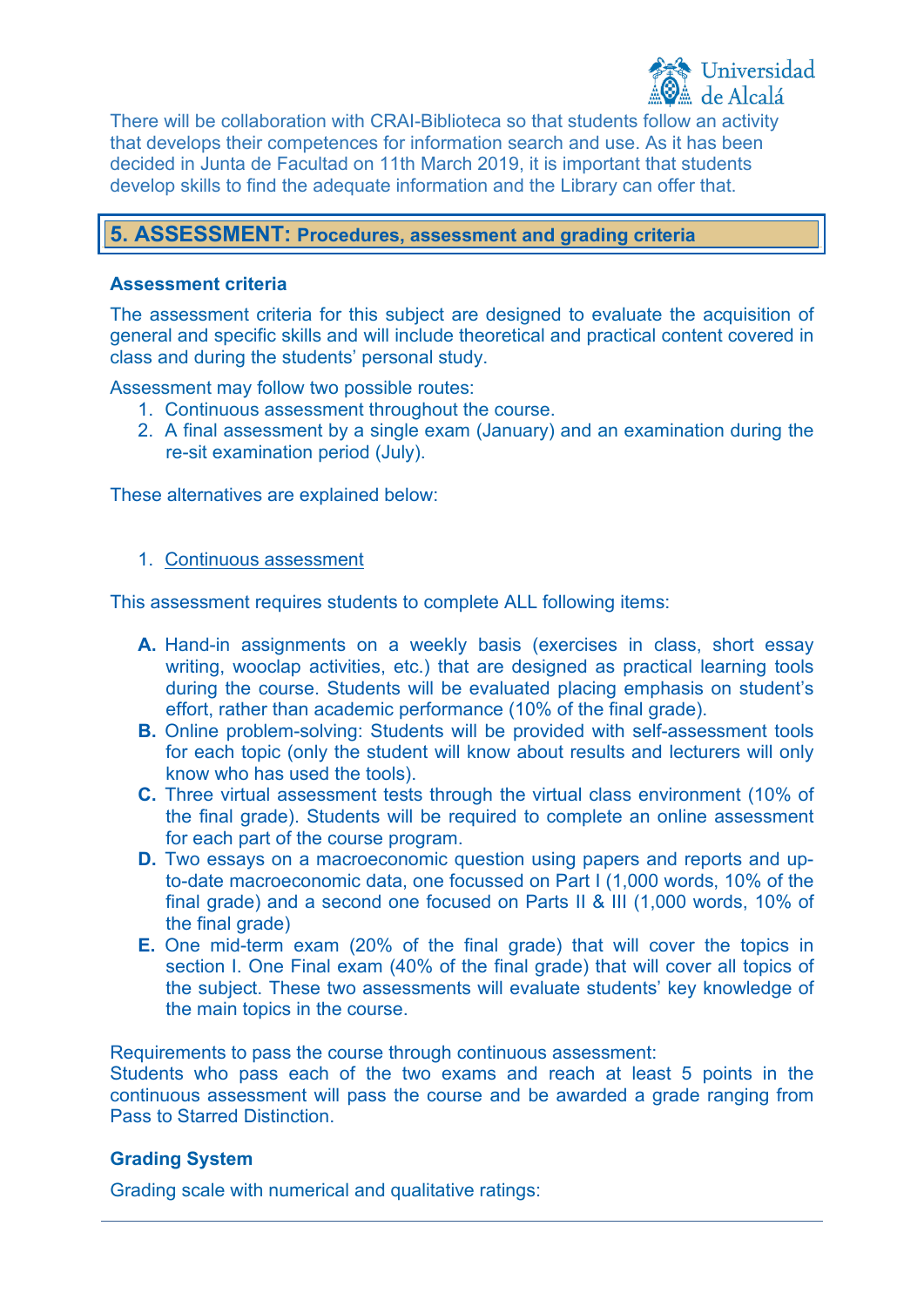There will be collaboration with CRAI-Biblioteca so that students follow an activity that develops their competences for information search and use. As it has been decided in Junta de Facultad on 11th March 2019, it is important that students develop skills to find the adequate information and the Library can offer that.

## 5. ASSESSMENT: Procedures, assessment and grading criteria

### Assessment criteria

The assessment criteria for this subject are designed to evaluate the acquisition of general and specific skills and will include theoretical and practical content covered in class and during the students' personal study.

Assessment may follow two possible routes:

1. Continuous assessment throughout the course.
2. A final assessment by a single exam (January) and an examination during the re-sit examination period (July).

These alternatives are explained below:

1. Continuous assessment

This assessment requires students to complete ALL following items:

- **A.** Hand-in assignments on a weekly basis (exercises in class, short essay writing, wooclap activities, etc.) that are designed as practical learning tools during the course. Students will be evaluated placing emphasis on student's effort, rather than academic performance (10% of the final grade).
- **B.** Online problem-solving: Students will be provided with self-assessment tools for each topic (only the student will know about results and lecturers will only know who has used the tools).
- **C.** Three virtual assessment tests through the virtual class environment (10% of the final grade). Students will be required to complete an online assessment for each part of the course program.
- **D.** Two essays on a macroeconomic question using papers and reports and up-to-date macroeconomic data, one focussed on Part I (1,000 words, 10% of the final grade) and a second one focused on Parts II & III (1,000 words, 10% of the final grade)
- **E.** One mid-term exam (20% of the final grade) that will cover the topics in section I. One Final exam (40% of the final grade) that will cover all topics of the subject. These two assessments will evaluate students' key knowledge of the main topics in the course.

Requirements to pass the course through continuous assessment:
Students who pass each of the two exams and reach at least 5 points in the continuous assessment will pass the course and be awarded a grade ranging from Pass to Starred Distinction.

### Grading System

Grading scale with numerical and qualitative ratings: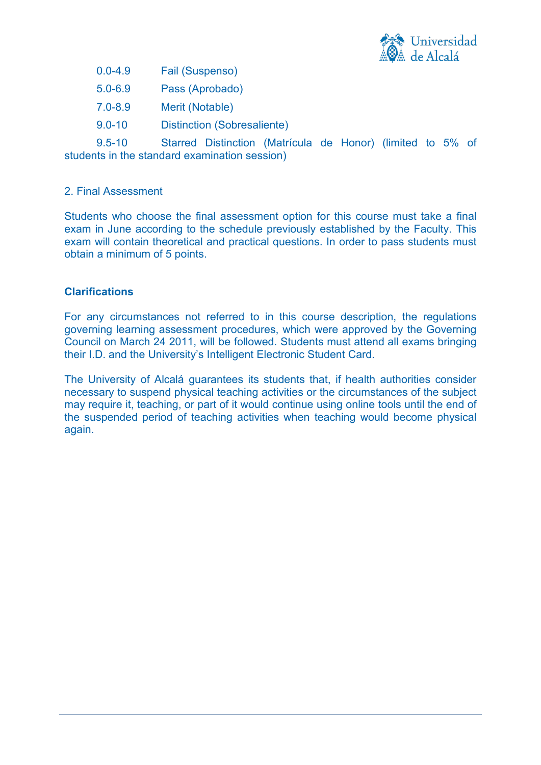0.0-4.9 Fail (Suspenso)

5.0-6.9 Pass (Aprobado)

7.0-8.9 Merit (Notable)

9.0-10 Distinction (Sobresaliente)

9.5-10 Starred Distinction (Matrícula de Honor) (limited to 5% of students in the standard examination session)

2. Final Assessment

Students who choose the final assessment option for this course must take a final exam in June according to the schedule previously established by the Faculty. This exam will contain theoretical and practical questions. In order to pass students must obtain a minimum of 5 points.

**Clarifications**

For any circumstances not referred to in this course description, the regulations governing learning assessment procedures, which were approved by the Governing Council on March 24 2011, will be followed. Students must attend all exams bringing their I.D. and the University's Intelligent Electronic Student Card.

The University of Alcalá guarantees its students that, if health authorities consider necessary to suspend physical teaching activities or the circumstances of the subject may require it, teaching, or part of it would continue using online tools until the end of the suspended period of teaching activities when teaching would become physical again.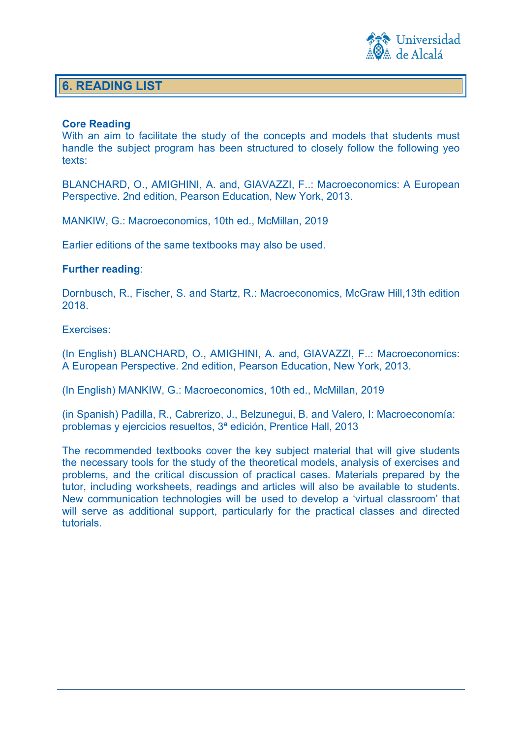## 6. READING LIST

**Core Reading**

With an aim to facilitate the study of the concepts and models that students must handle the subject program has been structured to closely follow the following yeo texts:

BLANCHARD, O., AMIGHINI, A. and, GIAVAZZI, F..: Macroeconomics: A European Perspective. 2nd edition, Pearson Education, New York, 2013.

MANKIW, G.: Macroeconomics, 10th ed., McMillan, 2019

Earlier editions of the same textbooks may also be used.

**Further reading**:

Dornbusch, R., Fischer, S. and Startz, R.: Macroeconomics, McGraw Hill,13th edition 2018.

Exercises:

(In English) BLANCHARD, O., AMIGHINI, A. and, GIAVAZZI, F..: Macroeconomics: A European Perspective. 2nd edition, Pearson Education, New York, 2013.

(In English) MANKIW, G.: Macroeconomics, 10th ed., McMillan, 2019

(in Spanish) Padilla, R., Cabrerizo, J., Belzunegui, B. and Valero, I: Macroeconomía: problemas y ejercicios resueltos, 3ª edición, Prentice Hall, 2013

The recommended textbooks cover the key subject material that will give students the necessary tools for the study of the theoretical models, analysis of exercises and problems, and the critical discussion of practical cases. Materials prepared by the tutor, including worksheets, readings and articles will also be available to students. New communication technologies will be used to develop a 'virtual classroom' that will serve as additional support, particularly for the practical classes and directed tutorials.